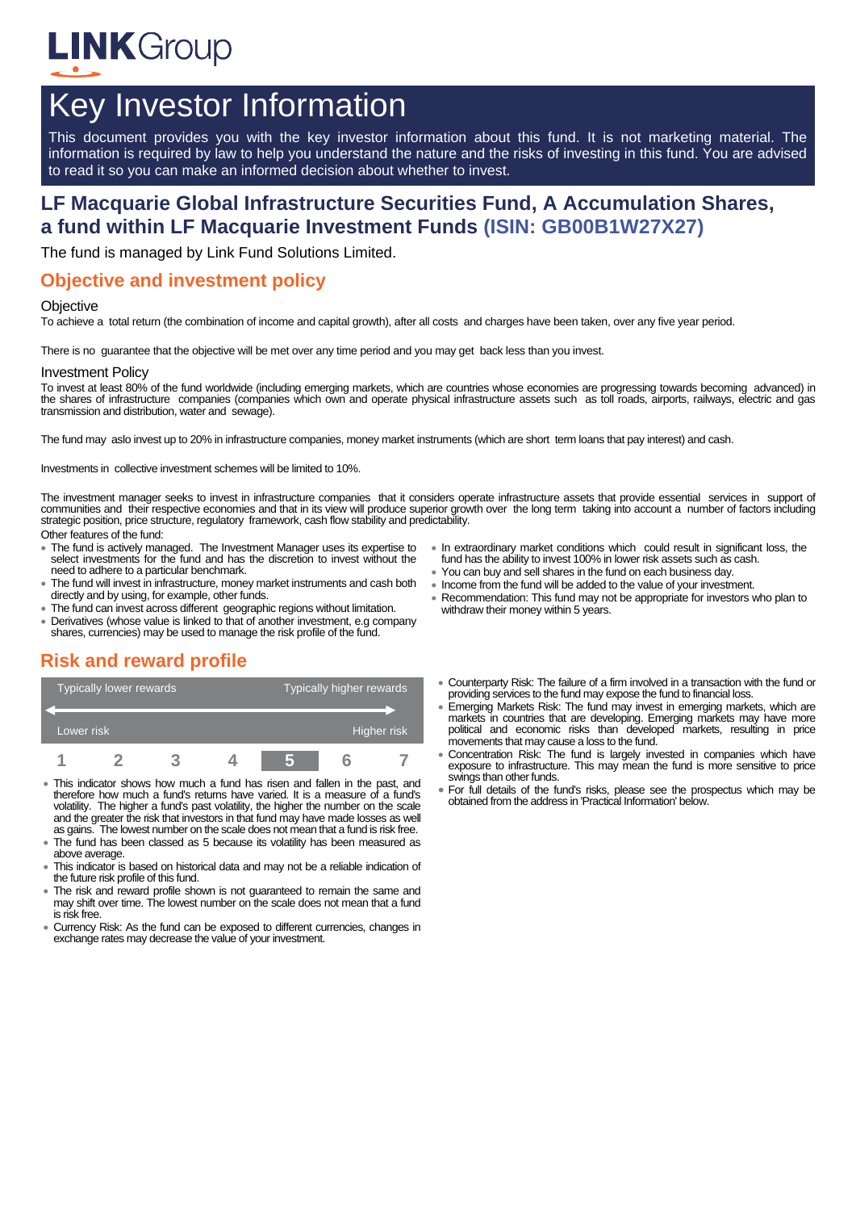LINKGroup

# Key Investor Information

This document provides you with the key investor information about this fund. It is not marketing material. The information is required by law to help you understand the nature and the risks of investing in this fund. You are advised to read it so you can make an informed decision about whether to invest.

## LF Macquarie Global Infrastructure Securities Fund, A Accumulation Shares, a fund within LF Macquarie Investment Funds (ISIN: GB00B1W27X27)

The fund is managed by Link Fund Solutions Limited.

## Objective and investment policy

### Objective

To achieve a total return (the combination of income and capital growth), after all costs and charges have been taken, over any five year period.

There is no guarantee that the objective will be met over any time period and you may get back less than you invest.

### Investment Policy

To invest at least 80% of the fund worldwide (including emerging markets, which are countries whose economies are progressing towards becoming advanced) in the shares of infrastructure companies (companies which own and operate physical infrastructure assets such as toll roads, airports, railways, electric and gas transmission and distribution, water and sewage).

The fund may aslo invest up to 20% in infrastructure companies, money market instruments (which are short term loans that pay interest) and cash.

Investments in collective investment schemes will be limited to 10%.

The investment manager seeks to invest in infrastructure companies that it considers operate infrastructure assets that provide essential services in support of communities and their respective economies and that in its view will produce superior growth over the long term taking into account a number of factors including strategic position, price structure, regulatory framework, cash flow stability and predictability.

Other features of the fund:

- The fund is actively managed. The Investment Manager uses its expertise to select investments for the fund and has the discretion to invest without the need to adhere to a particular benchmark.
- The fund will invest in infrastructure, money market instruments and cash both directly and by using, for example, other funds.
- The fund can invest across different geographic regions without limitation.
- Derivatives (whose value is linked to that of another investment, e.g company shares, currencies) may be used to manage the risk profile of the fund.
- In extraordinary market conditions which could result in significant loss, the fund has the ability to invest 100% in lower risk assets such as cash.
- You can buy and sell shares in the fund on each business day.
- Income from the fund will be added to the value of your investment.
- Recommendation: This fund may not be appropriate for investors who plan to withdraw their money within 5 years.

## Risk and reward profile

| Typically lower rewards | | | | | | Typically higher rewards |
|---|---|---|---|---|---|---|
| Lower risk | | | | | | Higher risk |
| 1 | 2 | 3 | 4 | **5** | 6 | 7 |

- This indicator shows how much a fund has risen and fallen in the past, and therefore how much a fund's returns have varied. It is a measure of a fund's volatility. The higher a fund's past volatility, the higher the number on the scale and the greater the risk that investors in that fund may have made losses as well as gains. The lowest number on the scale does not mean that a fund is risk free.
- The fund has been classed as 5 because its volatility has been measured as above average.
- This indicator is based on historical data and may not be a reliable indication of the future risk profile of this fund.
- The risk and reward profile shown is not guaranteed to remain the same and may shift over time. The lowest number on the scale does not mean that a fund is risk free.
- Currency Risk: As the fund can be exposed to different currencies, changes in exchange rates may decrease the value of your investment.
- Counterparty Risk: The failure of a firm involved in a transaction with the fund or providing services to the fund may expose the fund to financial loss.
- Emerging Markets Risk: The fund may invest in emerging markets, which are markets in countries that are developing. Emerging markets may have more political and economic risks than developed markets, resulting in price movements that may cause a loss to the fund.
- Concentration Risk: The fund is largely invested in companies which have exposure to infrastructure. This may mean the fund is more sensitive to price swings than other funds.
- For full details of the fund's risks, please see the prospectus which may be obtained from the address in 'Practical Information' below.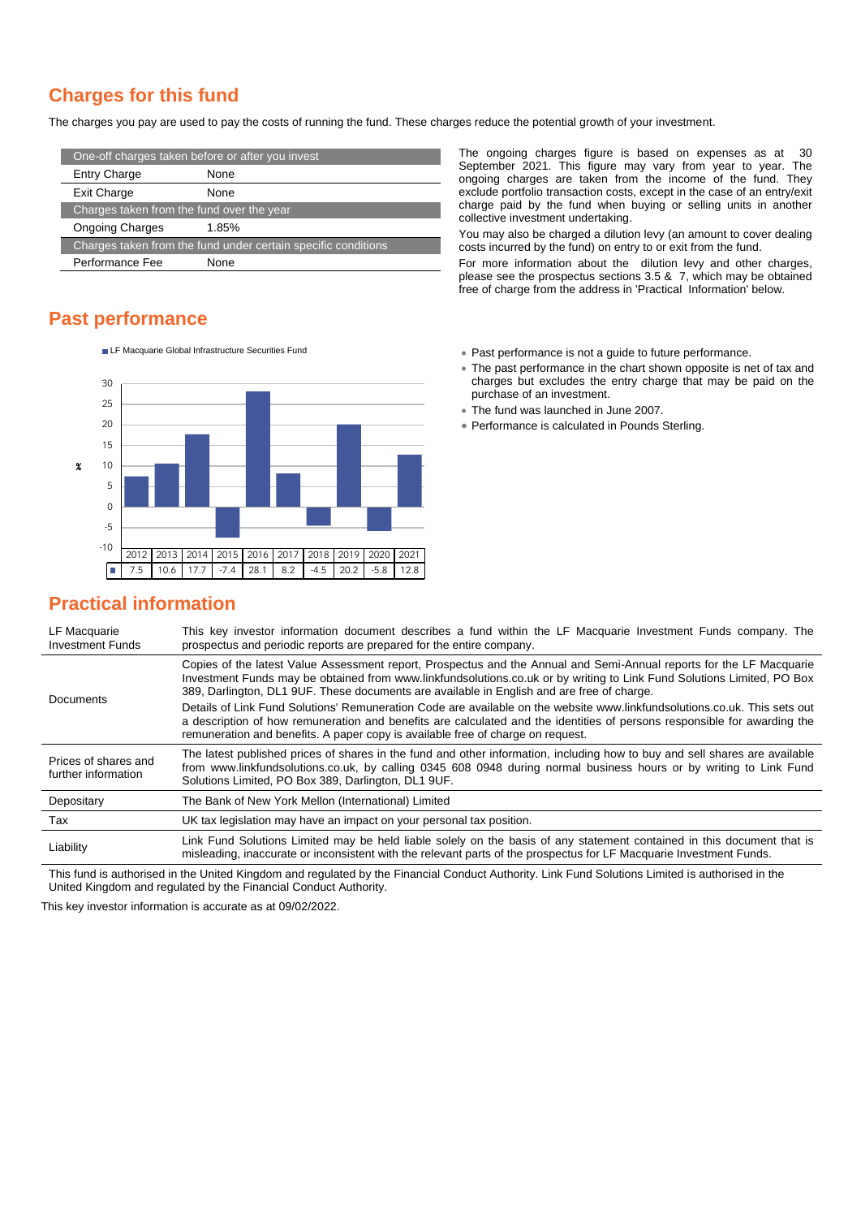## Charges for this fund

The charges you pay are used to pay the costs of running the fund. These charges reduce the potential growth of your investment.

| | |
|---|---|
| **One-off charges taken before or after you invest** | |
| Entry Charge | None |
| Exit Charge | None |
| **Charges taken from the fund over the year** | |
| Ongoing Charges | 1.85% |
| **Charges taken from the fund under certain specific conditions** | |
| Performance Fee | None |

The ongoing charges figure is based on expenses as at 30 September 2021. This figure may vary from year to year. The ongoing charges are taken from the income of the fund. They exclude portfolio transaction costs, except in the case of an entry/exit charge paid by the fund when buying or selling units in another collective investment undertaking.

You may also be charged a dilution levy (an amount to cover dealing costs incurred by the fund) on entry to or exit from the fund.

For more information about the dilution levy and other charges, please see the prospectus sections 3.5 & 7, which may be obtained free of charge from the address in 'Practical Information' below.

## Past performance

LF Macquarie Global Infrastructure Securities Fund

%

30
25
20
15
10
5
0
-5
-10

2012 2013 2014 2015 2016 2017 2018 2019 2020 2021

7.5 10.6 17.7 -7.4 28.1 8.2 -4.5 20.2 -5.8 12.8

- Past performance is not a guide to future performance.
- The past performance in the chart shown opposite is net of tax and charges but excludes the entry charge that may be paid on the purchase of an investment.
- The fund was launched in June 2007.
- Performance is calculated in Pounds Sterling.

## Practical information

| | |
|---|---|
| LF Macquarie Investment Funds | This key investor information document describes a fund within the LF Macquarie Investment Funds company. The prospectus and periodic reports are prepared for the entire company. |
| Documents | Copies of the latest Value Assessment report, Prospectus and the Annual and Semi-Annual reports for the LF Macquarie Investment Funds may be obtained from www.linkfundsolutions.co.uk or by writing to Link Fund Solutions Limited, PO Box 389, Darlington, DL1 9UF. These documents are available in English and are free of charge.<br>Details of Link Fund Solutions' Remuneration Code are available on the website www.linkfundsolutions.co.uk. This sets out a description of how remuneration and benefits are calculated and the identities of persons responsible for awarding the remuneration and benefits. A paper copy is available free of charge on request. |
| Prices of shares and further information | The latest published prices of shares in the fund and other information, including how to buy and sell shares are available from www.linkfundsolutions.co.uk, by calling 0345 608 0948 during normal business hours or by writing to Link Fund Solutions Limited, PO Box 389, Darlington, DL1 9UF. |
| Depositary | The Bank of New York Mellon (International) Limited |
| Tax | UK tax legislation may have an impact on your personal tax position. |
| Liability | Link Fund Solutions Limited may be held liable solely on the basis of any statement contained in this document that is misleading, inaccurate or inconsistent with the relevant parts of the prospectus for LF Macquarie Investment Funds. |

This fund is authorised in the United Kingdom and regulated by the Financial Conduct Authority. Link Fund Solutions Limited is authorised in the United Kingdom and regulated by the Financial Conduct Authority.

This key investor information is accurate as at 09/02/2022.